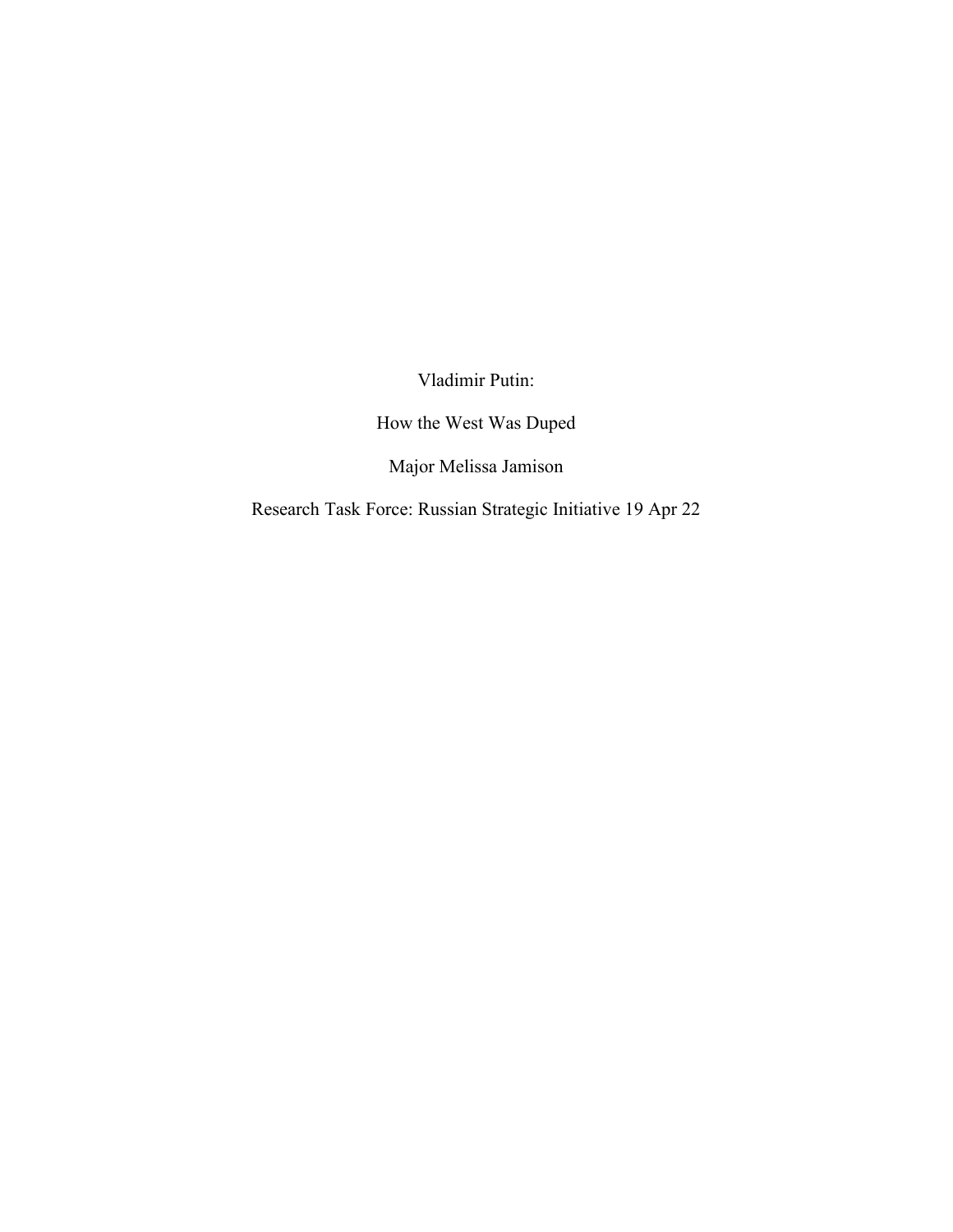# Vladimir Putin:

## How the West Was Duped

Major Melissa Jamison

Research Task Force: Russian Strategic Initiative 19 Apr 22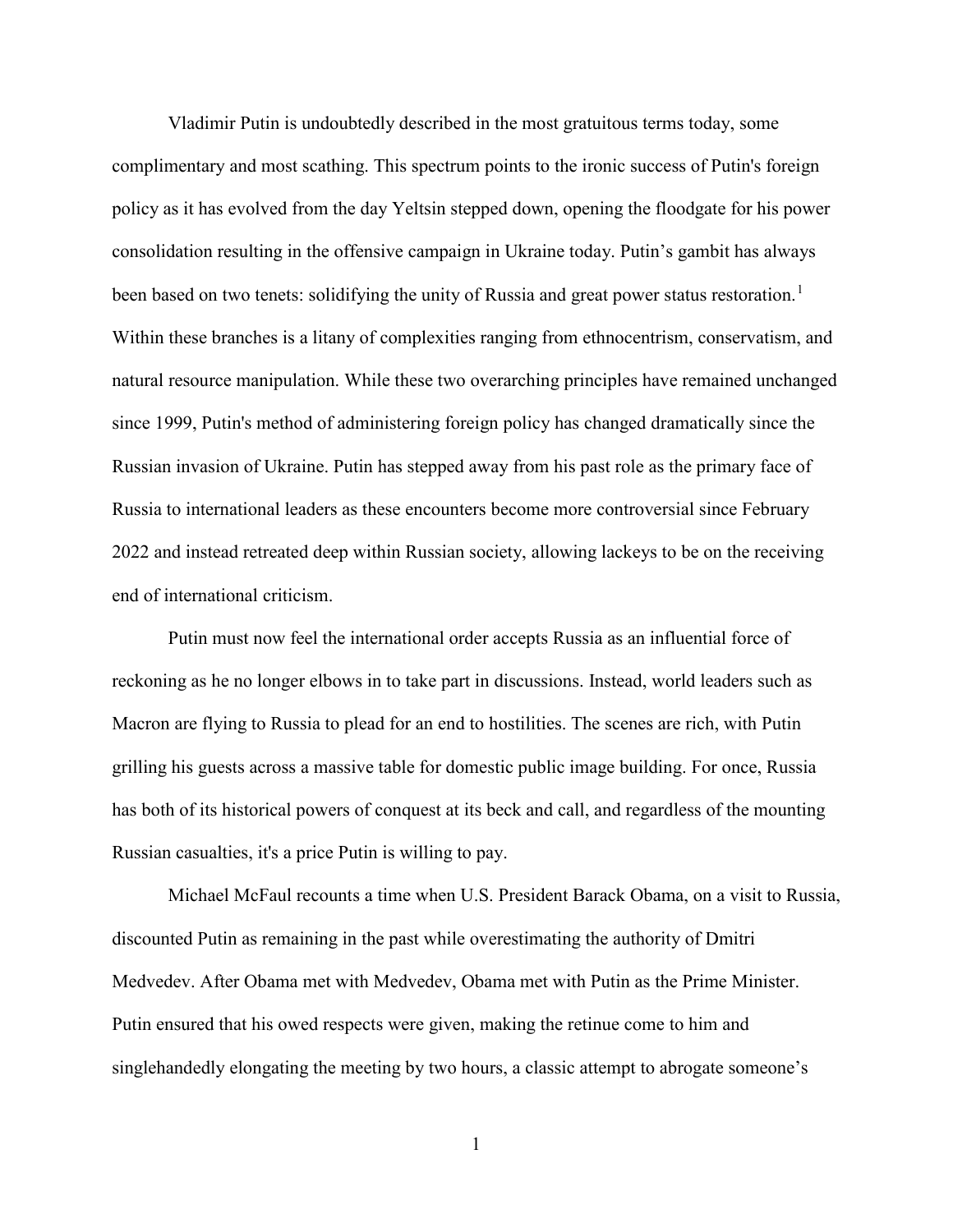Vladimir Putin is undoubtedly described in the most gratuitous terms today, some complimentary and most scathing. This spectrum points to the ironic success of Putin's foreign policy as it has evolved from the day Yeltsin stepped down, opening the floodgate for his power consolidation resulting in the offensive campaign in Ukraine today. Putin's gambit has always been based on two tenets: solidifying the unity of Russia and great power status restoration.[1] Within these branches is a litany of complexities ranging from ethnocentrism, conservatism, and natural resource manipulation. While these two overarching principles have remained unchanged since 1999, Putin's method of administering foreign policy has changed dramatically since the Russian invasion of Ukraine. Putin has stepped away from his past role as the primary face of Russia to international leaders as these encounters become more controversial since February 2022 and instead retreated deep within Russian society, allowing lackeys to be on the receiving end of international criticism.

Putin must now feel the international order accepts Russia as an influential force of reckoning as he no longer elbows in to take part in discussions. Instead, world leaders such as Macron are flying to Russia to plead for an end to hostilities. The scenes are rich, with Putin grilling his guests across a massive table for domestic public image building. For once, Russia has both of its historical powers of conquest at its beck and call, and regardless of the mounting Russian casualties, it's a price Putin is willing to pay.

Michael McFaul recounts a time when U.S. President Barack Obama, on a visit to Russia, discounted Putin as remaining in the past while overestimating the authority of Dmitri Medvedev. After Obama met with Medvedev, Obama met with Putin as the Prime Minister. Putin ensured that his owed respects were given, making the retinue come to him and singlehandedly elongating the meeting by two hours, a classic attempt to abrogate someone's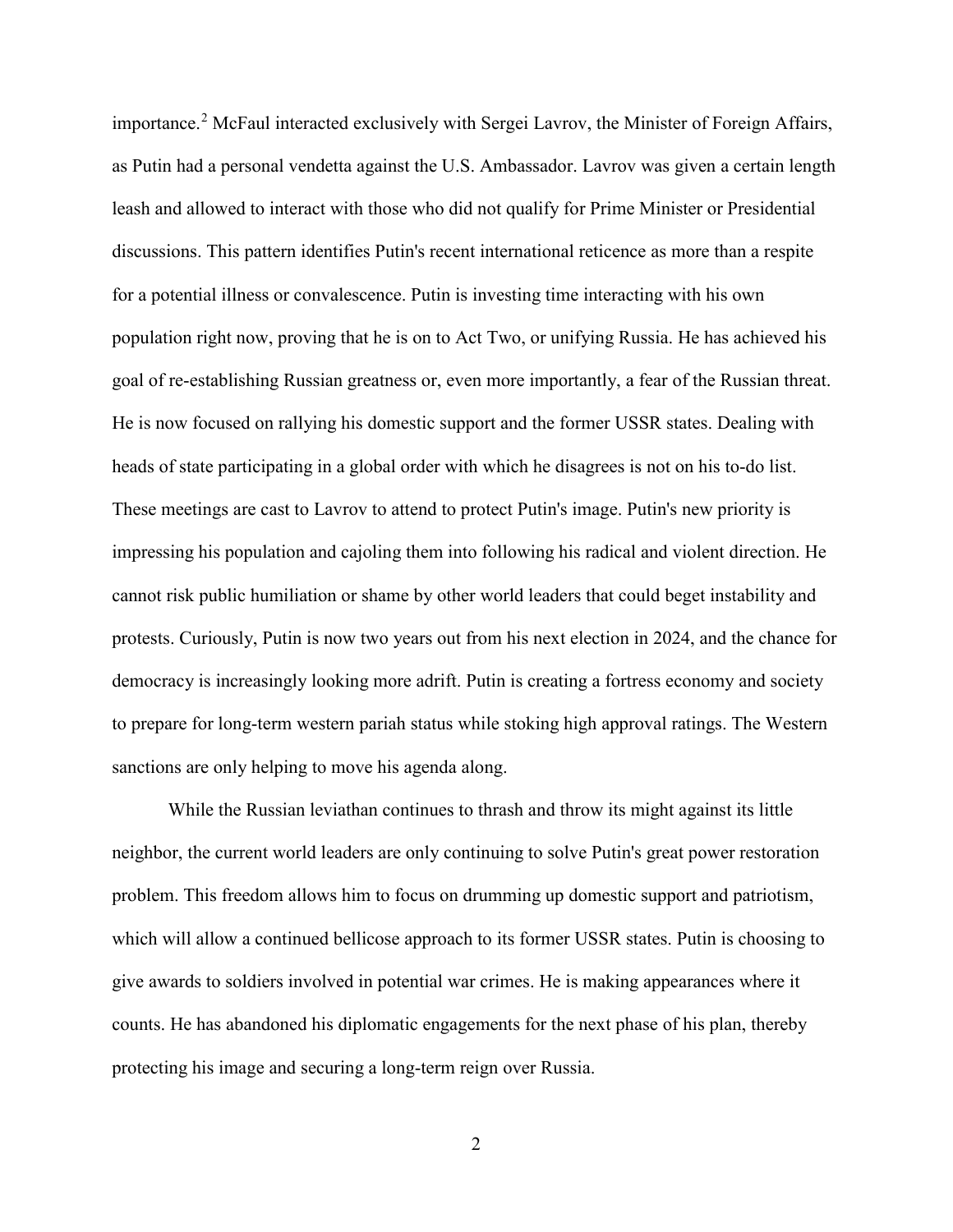importance.[2] McFaul interacted exclusively with Sergei Lavrov, the Minister of Foreign Affairs, as Putin had a personal vendetta against the U.S. Ambassador. Lavrov was given a certain length leash and allowed to interact with those who did not qualify for Prime Minister or Presidential discussions. This pattern identifies Putin's recent international reticence as more than a respite for a potential illness or convalescence. Putin is investing time interacting with his own population right now, proving that he is on to Act Two, or unifying Russia. He has achieved his goal of re-establishing Russian greatness or, even more importantly, a fear of the Russian threat. He is now focused on rallying his domestic support and the former USSR states. Dealing with heads of state participating in a global order with which he disagrees is not on his to-do list. These meetings are cast to Lavrov to attend to protect Putin's image. Putin's new priority is impressing his population and cajoling them into following his radical and violent direction. He cannot risk public humiliation or shame by other world leaders that could beget instability and protests. Curiously, Putin is now two years out from his next election in 2024, and the chance for democracy is increasingly looking more adrift. Putin is creating a fortress economy and society to prepare for long-term western pariah status while stoking high approval ratings. The Western sanctions are only helping to move his agenda along.

While the Russian leviathan continues to thrash and throw its might against its little neighbor, the current world leaders are only continuing to solve Putin's great power restoration problem. This freedom allows him to focus on drumming up domestic support and patriotism, which will allow a continued bellicose approach to its former USSR states. Putin is choosing to give awards to soldiers involved in potential war crimes. He is making appearances where it counts. He has abandoned his diplomatic engagements for the next phase of his plan, thereby protecting his image and securing a long-term reign over Russia.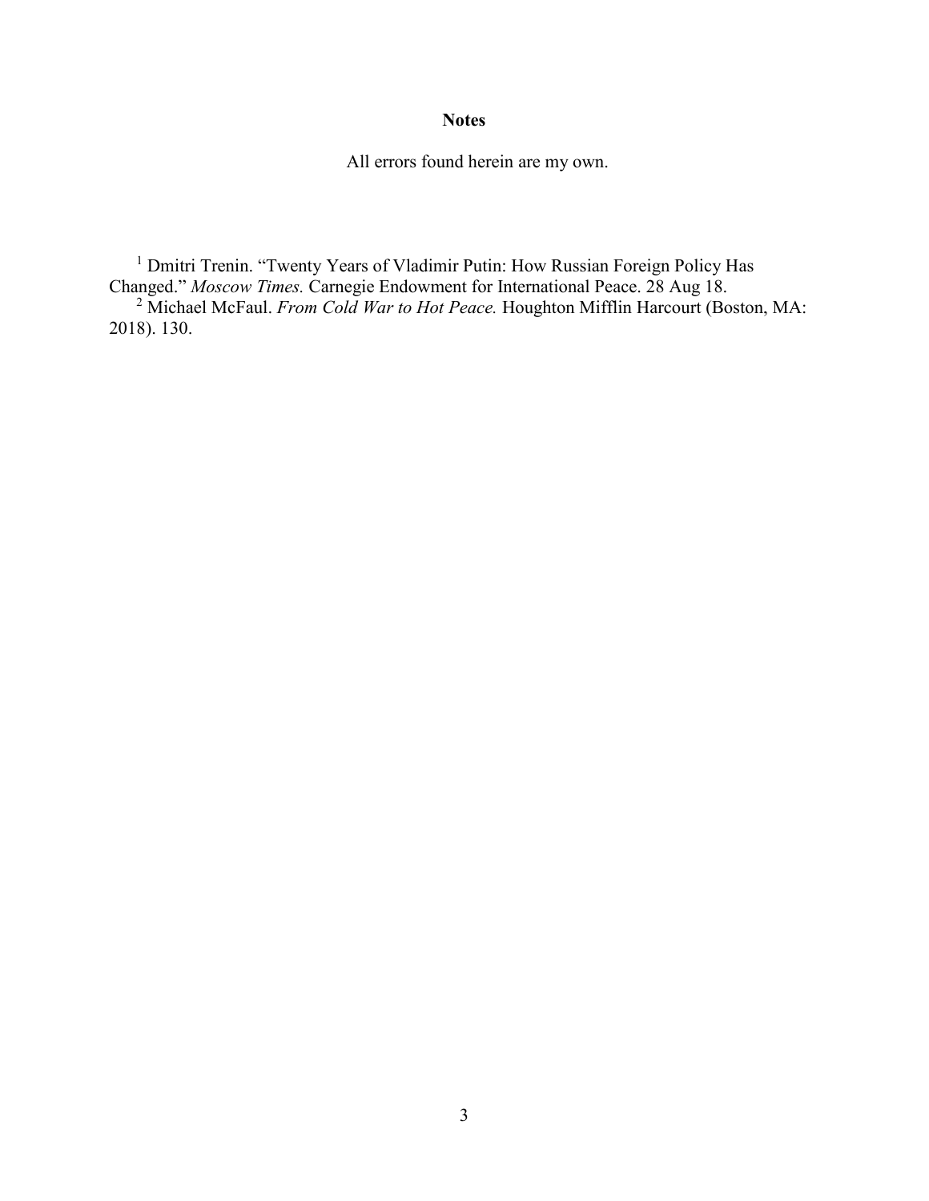**Notes**

All errors found herein are my own.

[1] Dmitri Trenin. "Twenty Years of Vladimir Putin: How Russian Foreign Policy Has Changed." *Moscow Times.* Carnegie Endowment for International Peace. 28 Aug 18.

[2] Michael McFaul. *From Cold War to Hot Peace.* Houghton Mifflin Harcourt (Boston, MA: 2018). 130.